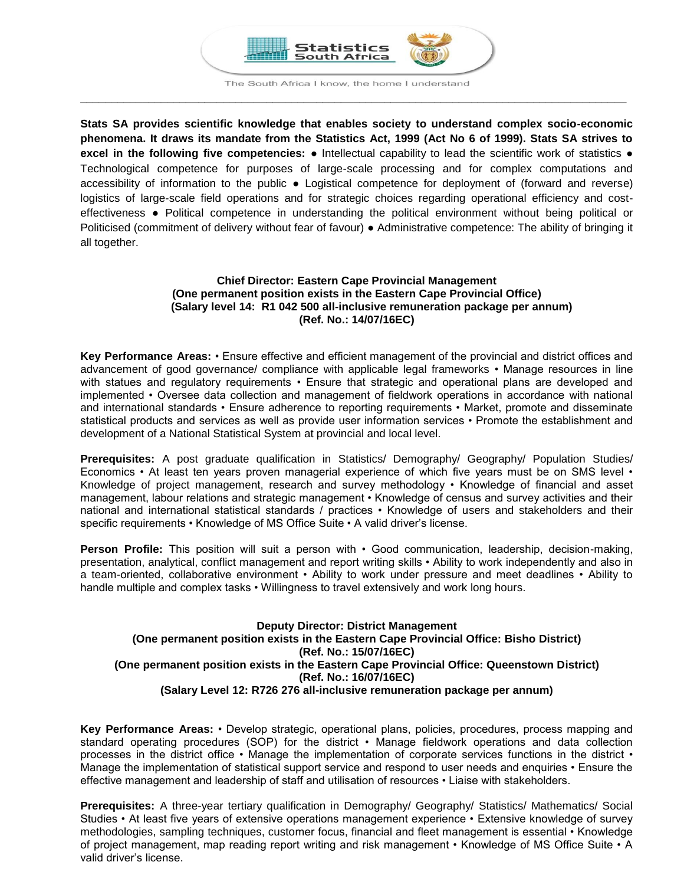Statistics South Africa

The South Africa I know, the home I understand

**Stats SA provides scientific knowledge that enables society to understand complex socio-economic phenomena. It draws its mandate from the Statistics Act, 1999 (Act No 6 of 1999). Stats SA strives to excel in the following five competencies:** ● Intellectual capability to lead the scientific work of statistics ● Technological competence for purposes of large-scale processing and for complex computations and accessibility of information to the public ● Logistical competence for deployment of (forward and reverse) logistics of large-scale field operations and for strategic choices regarding operational efficiency and cost-effectiveness ● Political competence in understanding the political environment without being political or Politicised (commitment of delivery without fear of favour) ● Administrative competence: The ability of bringing it all together.

**Chief Director: Eastern Cape Provincial Management**
**(One permanent position exists in the Eastern Cape Provincial Office)**
**(Salary level 14: R1 042 500 all-inclusive remuneration package per annum)**
**(Ref. No.: 14/07/16EC)**

**Key Performance Areas:** • Ensure effective and efficient management of the provincial and district offices and advancement of good governance/ compliance with applicable legal frameworks • Manage resources in line with statues and regulatory requirements • Ensure that strategic and operational plans are developed and implemented • Oversee data collection and management of fieldwork operations in accordance with national and international standards • Ensure adherence to reporting requirements • Market, promote and disseminate statistical products and services as well as provide user information services • Promote the establishment and development of a National Statistical System at provincial and local level.

**Prerequisites:** A post graduate qualification in Statistics/ Demography/ Geography/ Population Studies/ Economics • At least ten years proven managerial experience of which five years must be on SMS level • Knowledge of project management, research and survey methodology • Knowledge of financial and asset management, labour relations and strategic management • Knowledge of census and survey activities and their national and international statistical standards / practices • Knowledge of users and stakeholders and their specific requirements • Knowledge of MS Office Suite • A valid driver's license.

**Person Profile:** This position will suit a person with • Good communication, leadership, decision-making, presentation, analytical, conflict management and report writing skills • Ability to work independently and also in a team-oriented, collaborative environment • Ability to work under pressure and meet deadlines • Ability to handle multiple and complex tasks • Willingness to travel extensively and work long hours.

**Deputy Director: District Management**
**(One permanent position exists in the Eastern Cape Provincial Office: Bisho District)**
**(Ref. No.: 15/07/16EC)**
**(One permanent position exists in the Eastern Cape Provincial Office: Queenstown District)**
**(Ref. No.: 16/07/16EC)**
**(Salary Level 12: R726 276 all-inclusive remuneration package per annum)**

**Key Performance Areas:** • Develop strategic, operational plans, policies, procedures, process mapping and standard operating procedures (SOP) for the district • Manage fieldwork operations and data collection processes in the district office • Manage the implementation of corporate services functions in the district • Manage the implementation of statistical support service and respond to user needs and enquiries • Ensure the effective management and leadership of staff and utilisation of resources • Liaise with stakeholders.

**Prerequisites:** A three-year tertiary qualification in Demography/ Geography/ Statistics/ Mathematics/ Social Studies • At least five years of extensive operations management experience • Extensive knowledge of survey methodologies, sampling techniques, customer focus, financial and fleet management is essential • Knowledge of project management, map reading report writing and risk management • Knowledge of MS Office Suite • A valid driver's license.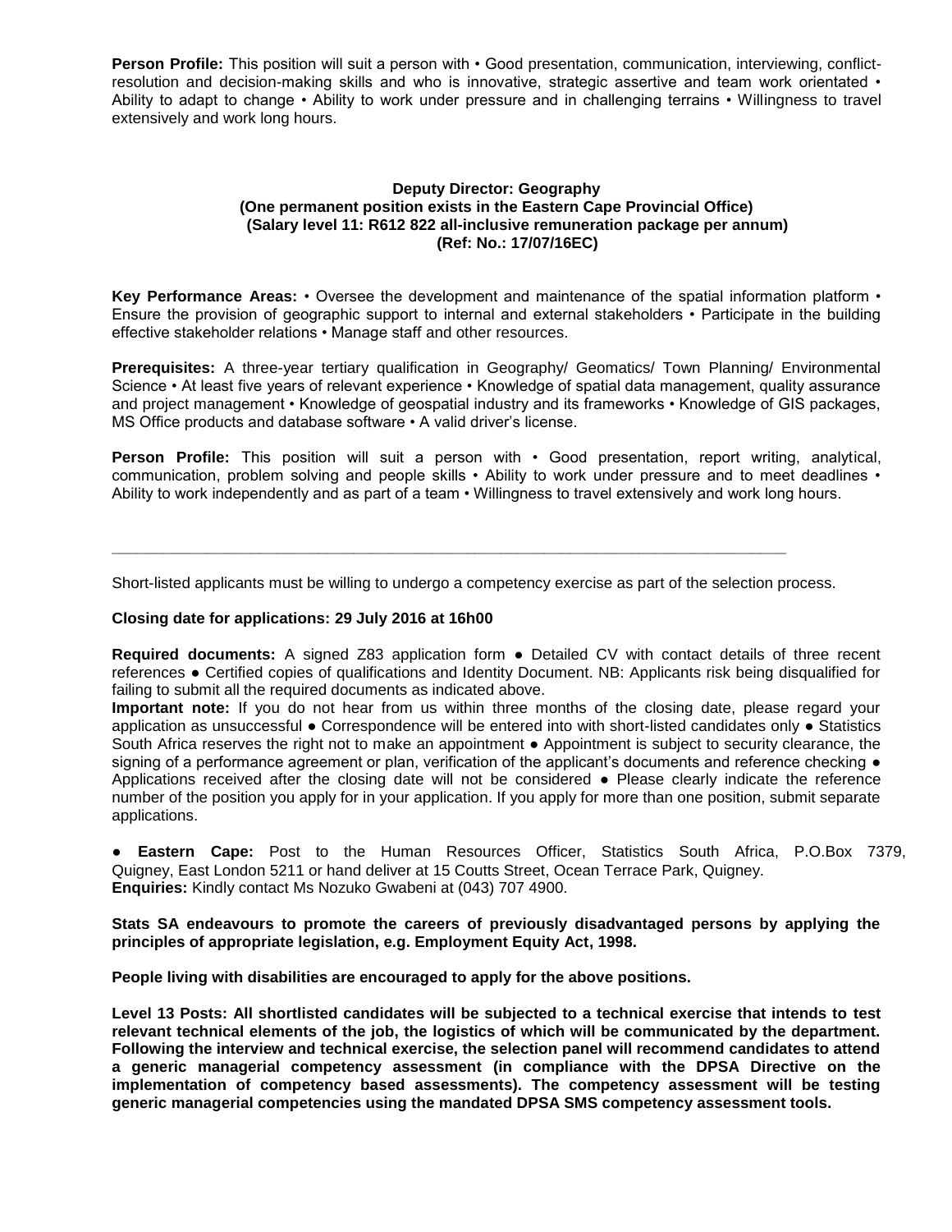**Person Profile:** This position will suit a person with • Good presentation, communication, interviewing, conflict-resolution and decision-making skills and who is innovative, strategic assertive and team work orientated • Ability to adapt to change • Ability to work under pressure and in challenging terrains • Willingness to travel extensively and work long hours.

**Deputy Director: Geography**
**(One permanent position exists in the Eastern Cape Provincial Office)**
**(Salary level 11: R612 822 all-inclusive remuneration package per annum)**
**(Ref: No.: 17/07/16EC)**

**Key Performance Areas:** • Oversee the development and maintenance of the spatial information platform • Ensure the provision of geographic support to internal and external stakeholders • Participate in the building effective stakeholder relations • Manage staff and other resources.

**Prerequisites:** A three-year tertiary qualification in Geography/ Geomatics/ Town Planning/ Environmental Science • At least five years of relevant experience • Knowledge of spatial data management, quality assurance and project management • Knowledge of geospatial industry and its frameworks • Knowledge of GIS packages, MS Office products and database software • A valid driver's license.

**Person Profile:** This position will suit a person with • Good presentation, report writing, analytical, communication, problem solving and people skills • Ability to work under pressure and to meet deadlines • Ability to work independently and as part of a team • Willingness to travel extensively and work long hours.

---

Short-listed applicants must be willing to undergo a competency exercise as part of the selection process.

**Closing date for applications: 29 July 2016 at 16h00**

**Required documents:** A signed Z83 application form ● Detailed CV with contact details of three recent references ● Certified copies of qualifications and Identity Document. NB: Applicants risk being disqualified for failing to submit all the required documents as indicated above.
**Important note:** If you do not hear from us within three months of the closing date, please regard your application as unsuccessful ● Correspondence will be entered into with short-listed candidates only ● Statistics South Africa reserves the right not to make an appointment ● Appointment is subject to security clearance, the signing of a performance agreement or plan, verification of the applicant's documents and reference checking ● Applications received after the closing date will not be considered ● Please clearly indicate the reference number of the position you apply for in your application. If you apply for more than one position, submit separate applications.

● **Eastern Cape:** Post to the Human Resources Officer, Statistics South Africa, P.O.Box 7379, Quigney, East London 5211 or hand deliver at 15 Coutts Street, Ocean Terrace Park, Quigney.
**Enquiries:** Kindly contact Ms Nozuko Gwabeni at (043) 707 4900.

**Stats SA endeavours to promote the careers of previously disadvantaged persons by applying the principles of appropriate legislation, e.g. Employment Equity Act, 1998.**

**People living with disabilities are encouraged to apply for the above positions.**

**Level 13 Posts: All shortlisted candidates will be subjected to a technical exercise that intends to test relevant technical elements of the job, the logistics of which will be communicated by the department. Following the interview and technical exercise, the selection panel will recommend candidates to attend a generic managerial competency assessment (in compliance with the DPSA Directive on the implementation of competency based assessments). The competency assessment will be testing generic managerial competencies using the mandated DPSA SMS competency assessment tools.**